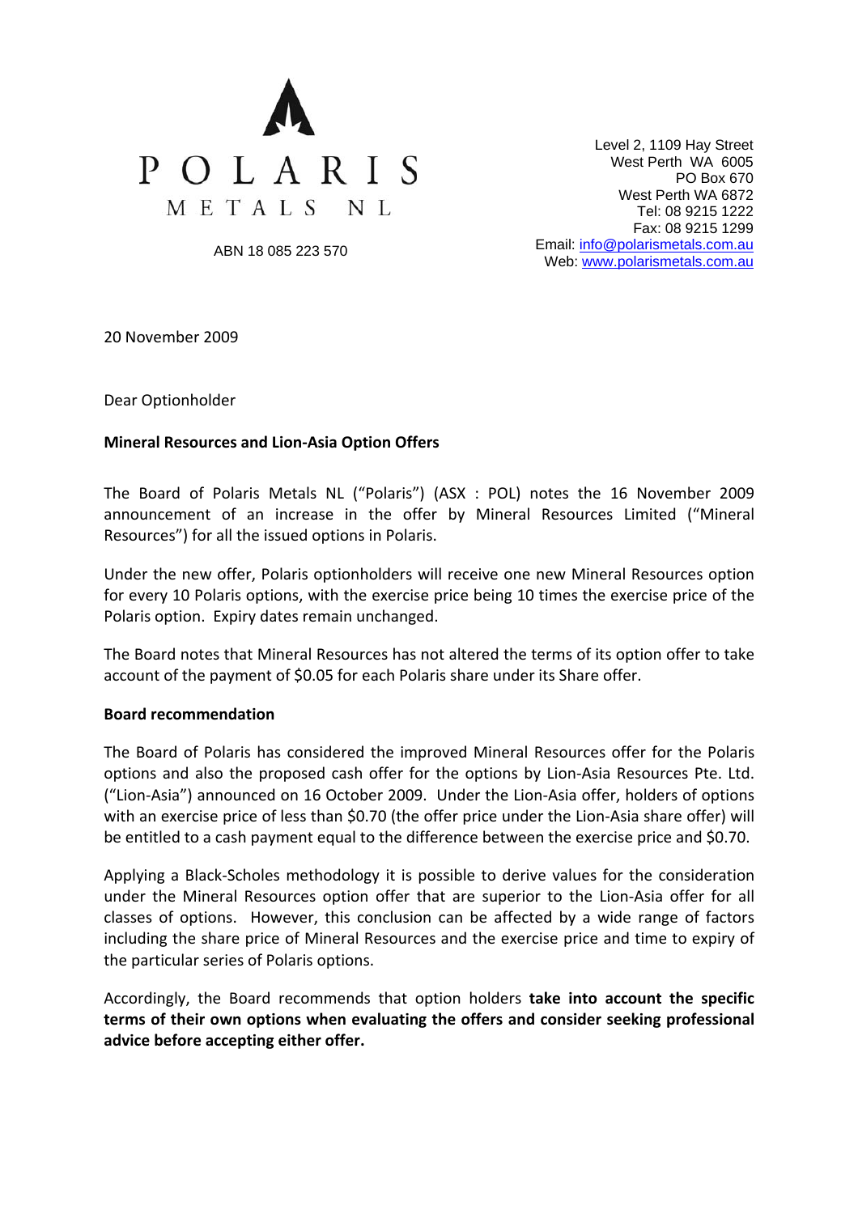# POLARIS
## METALS NL

ABN 18 085 223 570

Level 2, 1109 Hay Street
West Perth WA 6005
PO Box 670
West Perth WA 6872
Tel: 08 9215 1222
Fax: 08 9215 1299
Email: info@polarismetals.com.au
Web: www.polarismetals.com.au

20 November 2009

Dear Optionholder

**Mineral Resources and Lion-Asia Option Offers**

The Board of Polaris Metals NL ("Polaris") (ASX : POL) notes the 16 November 2009 announcement of an increase in the offer by Mineral Resources Limited ("Mineral Resources") for all the issued options in Polaris.

Under the new offer, Polaris optionholders will receive one new Mineral Resources option for every 10 Polaris options, with the exercise price being 10 times the exercise price of the Polaris option. Expiry dates remain unchanged.

The Board notes that Mineral Resources has not altered the terms of its option offer to take account of the payment of $0.05 for each Polaris share under its Share offer.

**Board recommendation**

The Board of Polaris has considered the improved Mineral Resources offer for the Polaris options and also the proposed cash offer for the options by Lion-Asia Resources Pte. Ltd. ("Lion-Asia") announced on 16 October 2009. Under the Lion-Asia offer, holders of options with an exercise price of less than $0.70 (the offer price under the Lion-Asia share offer) will be entitled to a cash payment equal to the difference between the exercise price and $0.70.

Applying a Black-Scholes methodology it is possible to derive values for the consideration under the Mineral Resources option offer that are superior to the Lion-Asia offer for all classes of options. However, this conclusion can be affected by a wide range of factors including the share price of Mineral Resources and the exercise price and time to expiry of the particular series of Polaris options.

Accordingly, the Board recommends that option holders **take into account the specific terms of their own options when evaluating the offers and consider seeking professional advice before accepting either offer.**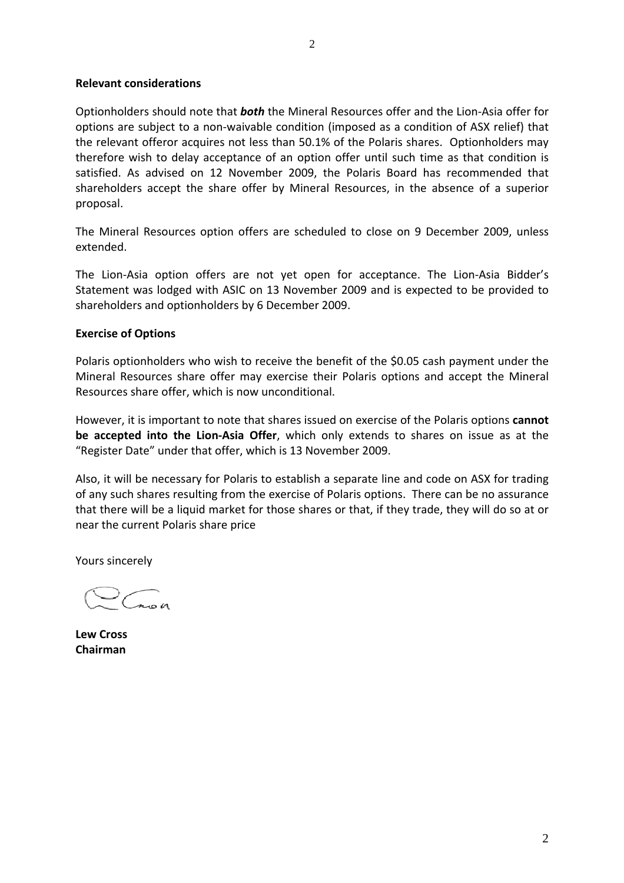**Relevant considerations**

Optionholders should note that ***both*** the Mineral Resources offer and the Lion-Asia offer for options are subject to a non-waivable condition (imposed as a condition of ASX relief) that the relevant offeror acquires not less than 50.1% of the Polaris shares. Optionholders may therefore wish to delay acceptance of an option offer until such time as that condition is satisfied. As advised on 12 November 2009, the Polaris Board has recommended that shareholders accept the share offer by Mineral Resources, in the absence of a superior proposal.

The Mineral Resources option offers are scheduled to close on 9 December 2009, unless extended.

The Lion-Asia option offers are not yet open for acceptance. The Lion-Asia Bidder's Statement was lodged with ASIC on 13 November 2009 and is expected to be provided to shareholders and optionholders by 6 December 2009.

**Exercise of Options**

Polaris optionholders who wish to receive the benefit of the $0.05 cash payment under the Mineral Resources share offer may exercise their Polaris options and accept the Mineral Resources share offer, which is now unconditional.

However, it is important to note that shares issued on exercise of the Polaris options **cannot be accepted into the Lion-Asia Offer**, which only extends to shares on issue as at the "Register Date" under that offer, which is 13 November 2009.

Also, it will be necessary for Polaris to establish a separate line and code on ASX for trading of any such shares resulting from the exercise of Polaris options. There can be no assurance that there will be a liquid market for those shares or that, if they trade, they will do so at or near the current Polaris share price

Yours sincerely

**Lew Cross**
**Chairman**